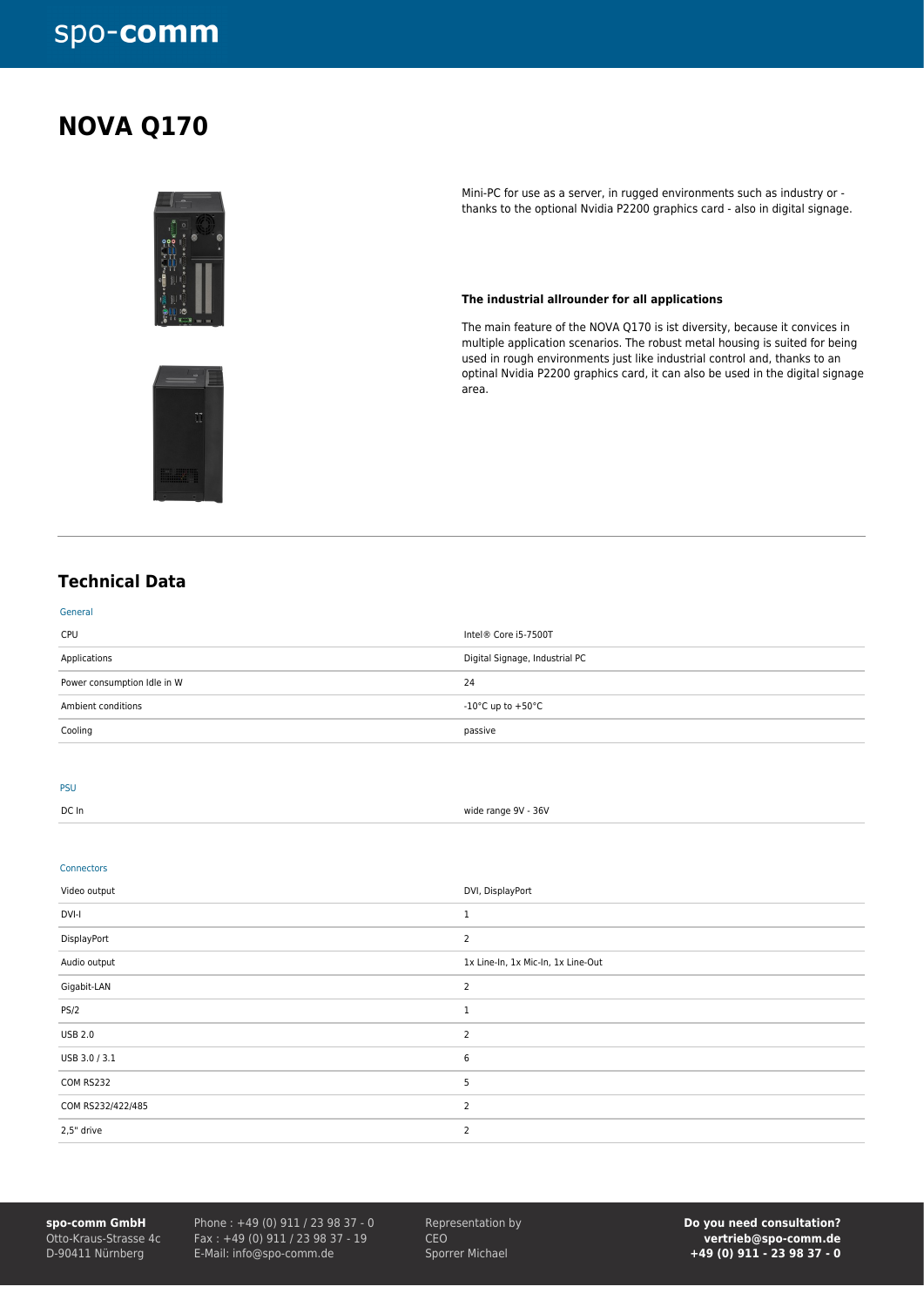# NOVA Q170

Mini-PC for use as a server, in rugged environments such as industry or - thanks to the optional Nvidia P2200 graphics card - also in digital signage.

**The industrial allrounder for all applications**

The main feature of the NOVA Q170 is ist diversity, because it convices in multiple application scenarios. The robust metal housing is suited for being used in rough environments just like industrial control and, thanks to an optinal Nvidia P2200 graphics card, it can also be used in the digital signage area.

## Technical Data

**General**

| | |
|---|---|
| CPU | Intel® Core i5-7500T |
| Applications | Digital Signage, Industrial PC |
| Power consumption Idle in W | 24 |
| Ambient conditions | -10°C up to +50°C |
| Cooling | passive |

**PSU**

| | |
|---|---|
| DC In | wide range 9V - 36V |

**Connectors**

| | |
|---|---|
| Video output | DVI, DisplayPort |
| DVI-I | 1 |
| DisplayPort | 2 |
| Audio output | 1x Line-In, 1x Mic-In, 1x Line-Out |
| Gigabit-LAN | 2 |
| PS/2 | 1 |
| USB 2.0 | 2 |
| USB 3.0 / 3.1 | 6 |
| COM RS232 | 5 |
| COM RS232/422/485 | 2 |
| 2,5" drive | 2 |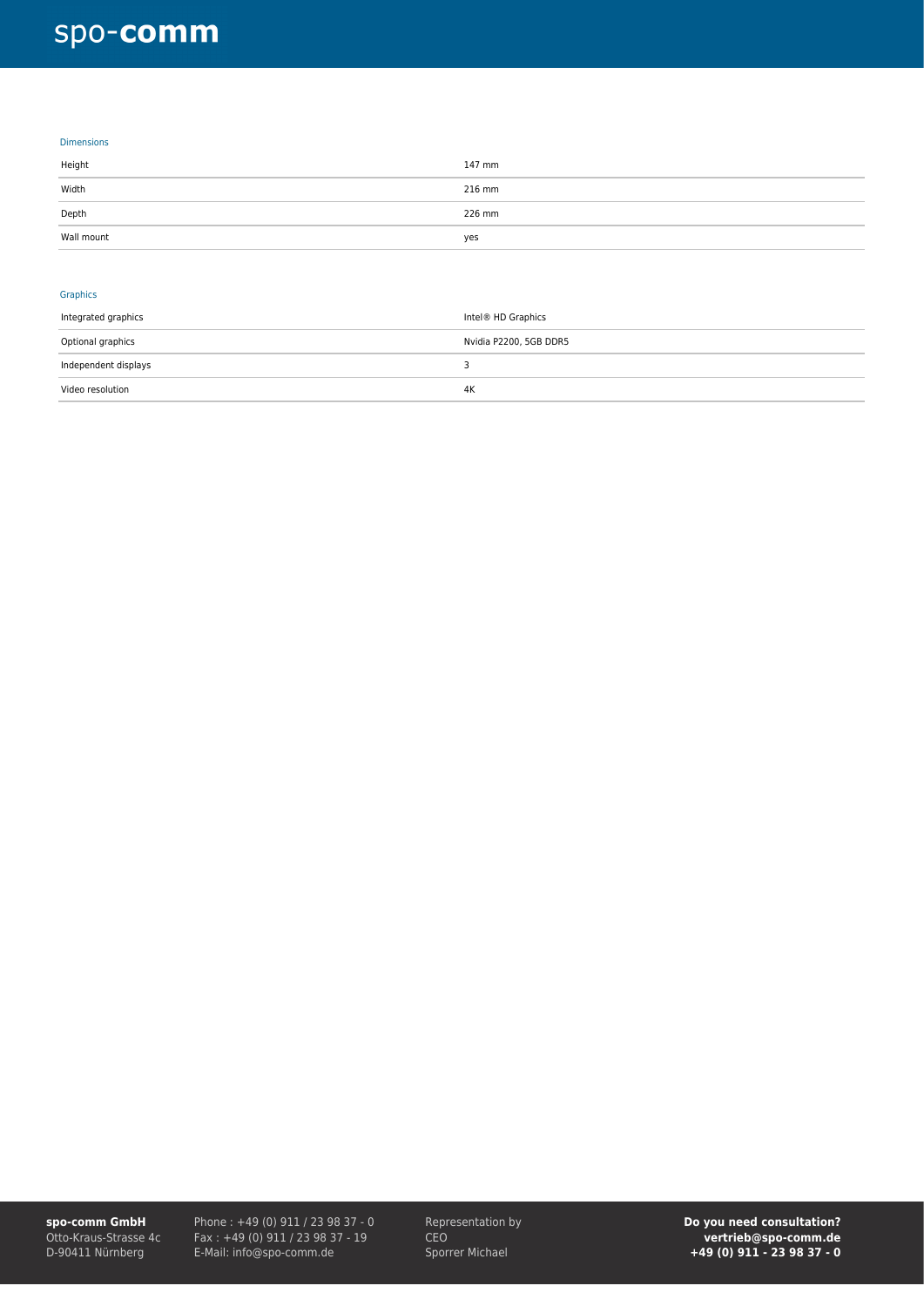### Dimensions

| | |
|---|---|
| Height | 147 mm |
| Width | 216 mm |
| Depth | 226 mm |
| Wall mount | yes |

### Graphics

| | |
|---|---|
| Integrated graphics | Intel® HD Graphics |
| Optional graphics | Nvidia P2200, 5GB DDR5 |
| Independent displays | 3 |
| Video resolution | 4K |